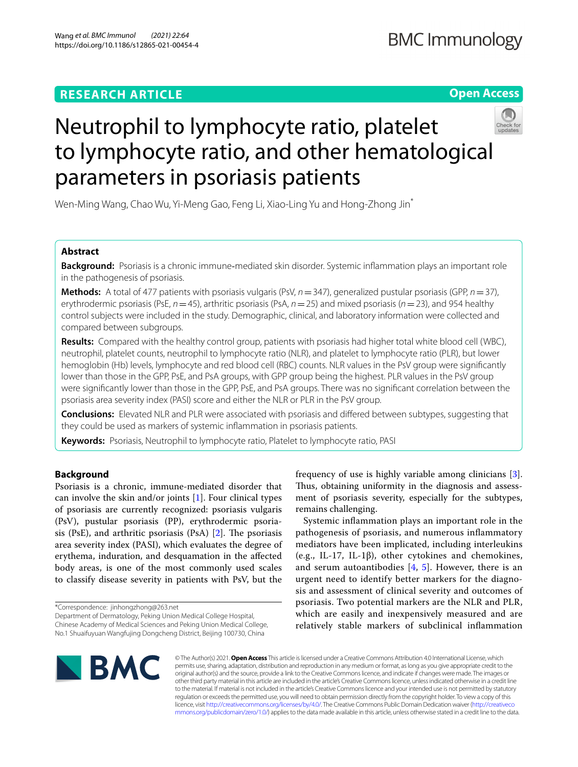# Neutrophil to lymphocyte ratio, platelet to lymphocyte ratio, and other hematological parameters in psoriasis patients

Wen-Ming Wang, Chao Wu, Yi-Meng Gao, Feng Li, Xiao-Ling Yu and Hong-Zhong Jin*

## Abstract

**Background:** Psoriasis is a chronic immune-mediated skin disorder. Systemic inflammation plays an important role in the pathogenesis of psoriasis.

**Methods:** A total of 477 patients with psoriasis vulgaris (PsV, $n = 347$), generalized pustular psoriasis (GPP, $n = 37$), erythrodermic psoriasis (PsE, $n = 45$), arthritic psoriasis (PsA, $n = 25$) and mixed psoriasis ($n = 23$), and 954 healthy control subjects were included in the study. Demographic, clinical, and laboratory information were collected and compared between subgroups.

**Results:** Compared with the healthy control group, patients with psoriasis had higher total white blood cell (WBC), neutrophil, platelet counts, neutrophil to lymphocyte ratio (NLR), and platelet to lymphocyte ratio (PLR), but lower hemoglobin (Hb) levels, lymphocyte and red blood cell (RBC) counts. NLR values in the PsV group were significantly lower than those in the GPP, PsE, and PsA groups, with GPP group being the highest. PLR values in the PsV group were significantly lower than those in the GPP, PsE, and PsA groups. There was no significant correlation between the psoriasis area severity index (PASI) score and either the NLR or PLR in the PsV group.

**Conclusions:** Elevated NLR and PLR were associated with psoriasis and differed between subtypes, suggesting that they could be used as markers of systemic inflammation in psoriasis patients.

**Keywords:** Psoriasis, Neutrophil to lymphocyte ratio, Platelet to lymphocyte ratio, PASI

## Background

Psoriasis is a chronic, immune-mediated disorder that can involve the skin and/or joints [1]. Four clinical types of psoriasis are currently recognized: psoriasis vulgaris (PsV), pustular psoriasis (PP), erythrodermic psoriasis (PsE), and arthritic psoriasis (PsA) [2]. The psoriasis area severity index (PASI), which evaluates the degree of erythema, induration, and desquamation in the affected body areas, is one of the most commonly used scales to classify disease severity in patients with PsV, but the frequency of use is highly variable among clinicians [3]. Thus, obtaining uniformity in the diagnosis and assessment of psoriasis severity, especially for the subtypes, remains challenging.

Systemic inflammation plays an important role in the pathogenesis of psoriasis, and numerous inflammatory mediators have been implicated, including interleukins (e.g., IL-17, IL-1β), other cytokines and chemokines, and serum autoantibodies [4, 5]. However, there is an urgent need to identify better markers for the diagnosis and assessment of clinical severity and outcomes of psoriasis. Two potential markers are the NLR and PLR, which are easily and inexpensively measured and are relatively stable markers of subclinical inflammation

*Correspondence: jinhongzhong@263.net
Department of Dermatology, Peking Union Medical College Hospital, Chinese Academy of Medical Sciences and Peking Union Medical College, No.1 Shuaifuyuan Wangfujing Dongcheng District, Beijing 100730, China

© The Author(s) 2021. **Open Access** This article is licensed under a Creative Commons Attribution 4.0 International License, which permits use, sharing, adaptation, distribution and reproduction in any medium or format, as long as you give appropriate credit to the original author(s) and the source, provide a link to the Creative Commons licence, and indicate if changes were made. The images or other third party material in this article are included in the article's Creative Commons licence, unless indicated otherwise in a credit line to the material. If material is not included in the article's Creative Commons licence and your intended use is not permitted by statutory regulation or exceeds the permitted use, you will need to obtain permission directly from the copyright holder. To view a copy of this licence, visit http://creativecommons.org/licenses/by/4.0/. The Creative Commons Public Domain Dedication waiver (http://creativecommons.org/publicdomain/zero/1.0/) applies to the data made available in this article, unless otherwise stated in a credit line to the data.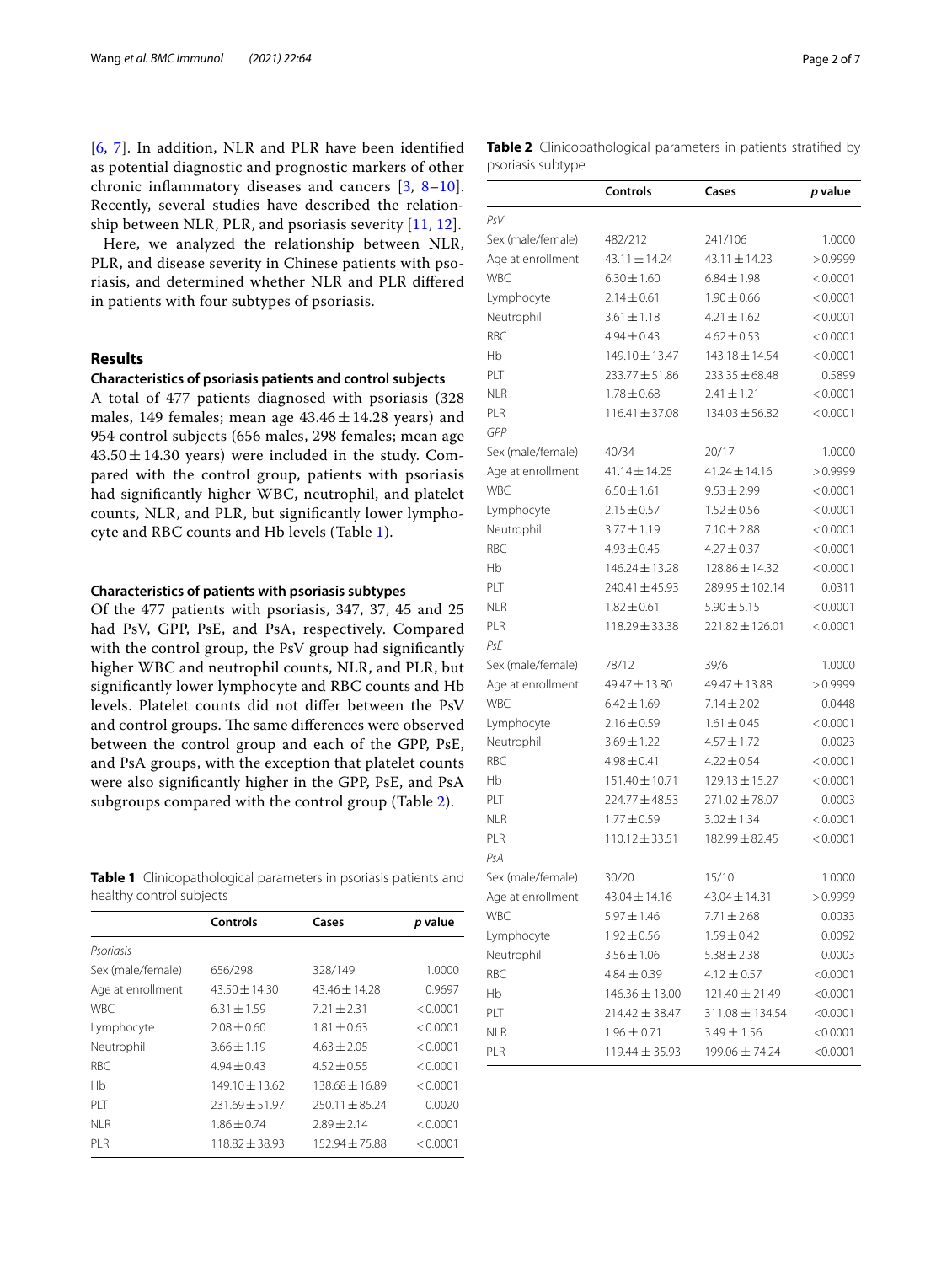[6, 7]. In addition, NLR and PLR have been identified as potential diagnostic and prognostic markers of other chronic inflammatory diseases and cancers [3, 8–10]. Recently, several studies have described the relationship between NLR, PLR, and psoriasis severity [11, 12].

Here, we analyzed the relationship between NLR, PLR, and disease severity in Chinese patients with psoriasis, and determined whether NLR and PLR differed in patients with four subtypes of psoriasis.

## Results

### Characteristics of psoriasis patients and control subjects

A total of 477 patients diagnosed with psoriasis (328 males, 149 females; mean age 43.46 ± 14.28 years) and 954 control subjects (656 males, 298 females; mean age 43.50 ± 14.30 years) were included in the study. Compared with the control group, patients with psoriasis had significantly higher WBC, neutrophil, and platelet counts, NLR, and PLR, but significantly lower lymphocyte and RBC counts and Hb levels (Table 1).

### Characteristics of patients with psoriasis subtypes

Of the 477 patients with psoriasis, 347, 37, 45 and 25 had PsV, GPP, PsE, and PsA, respectively. Compared with the control group, the PsV group had significantly higher WBC and neutrophil counts, NLR, and PLR, but significantly lower lymphocyte and RBC counts and Hb levels. Platelet counts did not differ between the PsV and control groups. The same differences were observed between the control group and each of the GPP, PsE, and PsA groups, with the exception that platelet counts were also significantly higher in the GPP, PsE, and PsA subgroups compared with the control group (Table 2).

**Table 1** Clinicopathological parameters in psoriasis patients and healthy control subjects

| | Controls | Cases | *p* value |
|---|---|---|---|
| *Psoriasis* | | | |
| Sex (male/female) | 656/298 | 328/149 | 1.0000 |
| Age at enrollment | 43.50 ± 14.30 | 43.46 ± 14.28 | 0.9697 |
| WBC | 6.31 ± 1.59 | 7.21 ± 2.31 | < 0.0001 |
| Lymphocyte | 2.08 ± 0.60 | 1.81 ± 0.63 | < 0.0001 |
| Neutrophil | 3.66 ± 1.19 | 4.63 ± 2.05 | < 0.0001 |
| RBC | 4.94 ± 0.43 | 4.52 ± 0.55 | < 0.0001 |
| Hb | 149.10 ± 13.62 | 138.68 ± 16.89 | < 0.0001 |
| PLT | 231.69 ± 51.97 | 250.11 ± 85.24 | 0.0020 |
| NLR | 1.86 ± 0.74 | 2.89 ± 2.14 | < 0.0001 |
| PLR | 118.82 ± 38.93 | 152.94 ± 75.88 | < 0.0001 |

**Table 2** Clinicopathological parameters in patients stratified by psoriasis subtype

| | Controls | Cases | *p* value |
|---|---|---|---|
| *PsV* | | | |
| Sex (male/female) | 482/212 | 241/106 | 1.0000 |
| Age at enrollment | 43.11 ± 14.24 | 43.11 ± 14.23 | > 0.9999 |
| WBC | 6.30 ± 1.60 | 6.84 ± 1.98 | < 0.0001 |
| Lymphocyte | 2.14 ± 0.61 | 1.90 ± 0.66 | < 0.0001 |
| Neutrophil | 3.61 ± 1.18 | 4.21 ± 1.62 | < 0.0001 |
| RBC | 4.94 ± 0.43 | 4.62 ± 0.53 | < 0.0001 |
| Hb | 149.10 ± 13.47 | 143.18 ± 14.54 | < 0.0001 |
| PLT | 233.77 ± 51.86 | 233.35 ± 68.48 | 0.5899 |
| NLR | 1.78 ± 0.68 | 2.41 ± 1.21 | < 0.0001 |
| PLR | 116.41 ± 37.08 | 134.03 ± 56.82 | < 0.0001 |
| *GPP* | | | |
| Sex (male/female) | 40/34 | 20/17 | 1.0000 |
| Age at enrollment | 41.14 ± 14.25 | 41.24 ± 14.16 | > 0.9999 |
| WBC | 6.50 ± 1.61 | 9.53 ± 2.99 | < 0.0001 |
| Lymphocyte | 2.15 ± 0.57 | 1.52 ± 0.56 | < 0.0001 |
| Neutrophil | 3.77 ± 1.19 | 7.10 ± 2.88 | < 0.0001 |
| RBC | 4.93 ± 0.45 | 4.27 ± 0.37 | < 0.0001 |
| Hb | 146.24 ± 13.28 | 128.86 ± 14.32 | < 0.0001 |
| PLT | 240.41 ± 45.93 | 289.95 ± 102.14 | 0.0311 |
| NLR | 1.82 ± 0.61 | 5.90 ± 5.15 | < 0.0001 |
| PLR | 118.29 ± 33.38 | 221.82 ± 126.01 | < 0.0001 |
| *PsE* | | | |
| Sex (male/female) | 78/12 | 39/6 | 1.0000 |
| Age at enrollment | 49.47 ± 13.80 | 49.47 ± 13.88 | > 0.9999 |
| WBC | 6.42 ± 1.69 | 7.14 ± 2.02 | 0.0448 |
| Lymphocyte | 2.16 ± 0.59 | 1.61 ± 0.45 | < 0.0001 |
| Neutrophil | 3.69 ± 1.22 | 4.57 ± 1.72 | 0.0023 |
| RBC | 4.98 ± 0.41 | 4.22 ± 0.54 | < 0.0001 |
| Hb | 151.40 ± 10.71 | 129.13 ± 15.27 | < 0.0001 |
| PLT | 224.77 ± 48.53 | 271.02 ± 78.07 | 0.0003 |
| NLR | 1.77 ± 0.59 | 3.02 ± 1.34 | < 0.0001 |
| PLR | 110.12 ± 33.51 | 182.99 ± 82.45 | < 0.0001 |
| *PsA* | | | |
| Sex (male/female) | 30/20 | 15/10 | 1.0000 |
| Age at enrollment | 43.04 ± 14.16 | 43.04 ± 14.31 | > 0.9999 |
| WBC | 5.97 ± 1.46 | 7.71 ± 2.68 | 0.0033 |
| Lymphocyte | 1.92 ± 0.56 | 1.59 ± 0.42 | 0.0092 |
| Neutrophil | 3.56 ± 1.06 | 5.38 ± 2.38 | 0.0003 |
| RBC | 4.84 ± 0.39 | 4.12 ± 0.57 | <0.0001 |
| Hb | 146.36 ± 13.00 | 121.40 ± 21.49 | <0.0001 |
| PLT | 214.42 ± 38.47 | 311.08 ± 134.54 | <0.0001 |
| NLR | 1.96 ± 0.71 | 3.49 ± 1.56 | <0.0001 |
| PLR | 119.44 ± 35.93 | 199.06 ± 74.24 | <0.0001 |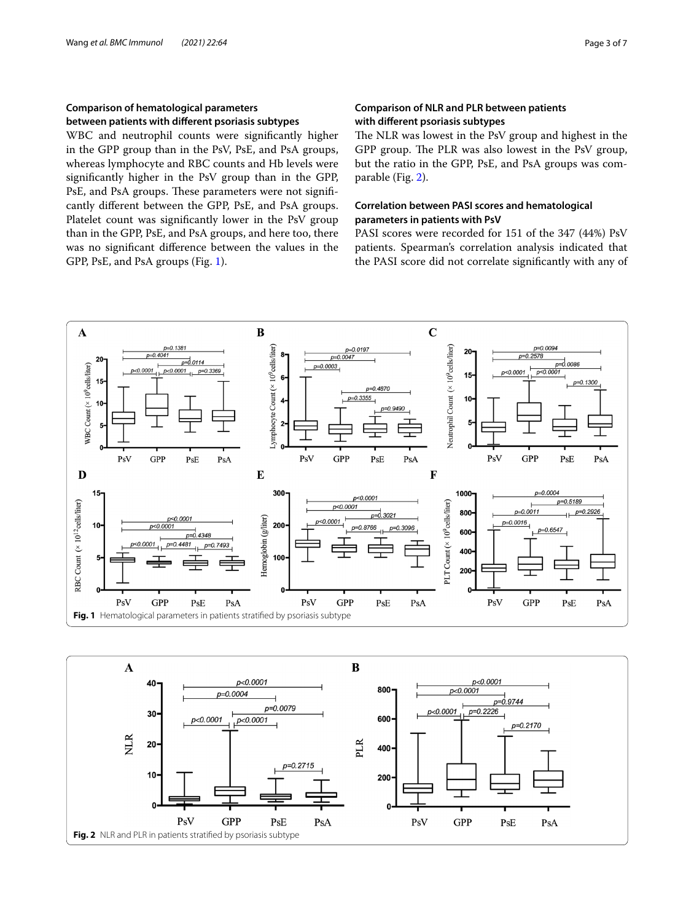### Comparison of hematological parameters between patients with different psoriasis subtypes

WBC and neutrophil counts were significantly higher in the GPP group than in the PsV, PsE, and PsA groups, whereas lymphocyte and RBC counts and Hb levels were significantly higher in the PsV group than in the GPP, PsE, and PsA groups. These parameters were not significantly different between the GPP, PsE, and PsA groups. Platelet count was significantly lower in the PsV group than in the GPP, PsE, and PsA groups, and here too, there was no significant difference between the values in the GPP, PsE, and PsA groups (Fig. 1).

### Comparison of NLR and PLR between patients with different psoriasis subtypes

The NLR was lowest in the PsV group and highest in the GPP group. The PLR was also lowest in the PsV group, but the ratio in the GPP, PsE, and PsA groups was comparable (Fig. 2).

### Correlation between PASI scores and hematological parameters in patients with PsV

PASI scores were recorded for 151 of the 347 (44%) PsV patients. Spearman's correlation analysis indicated that the PASI score did not correlate significantly with any of

**Fig. 1** Hematological parameters in patients stratified by psoriasis subtype

**Fig. 2** NLR and PLR in patients stratified by psoriasis subtype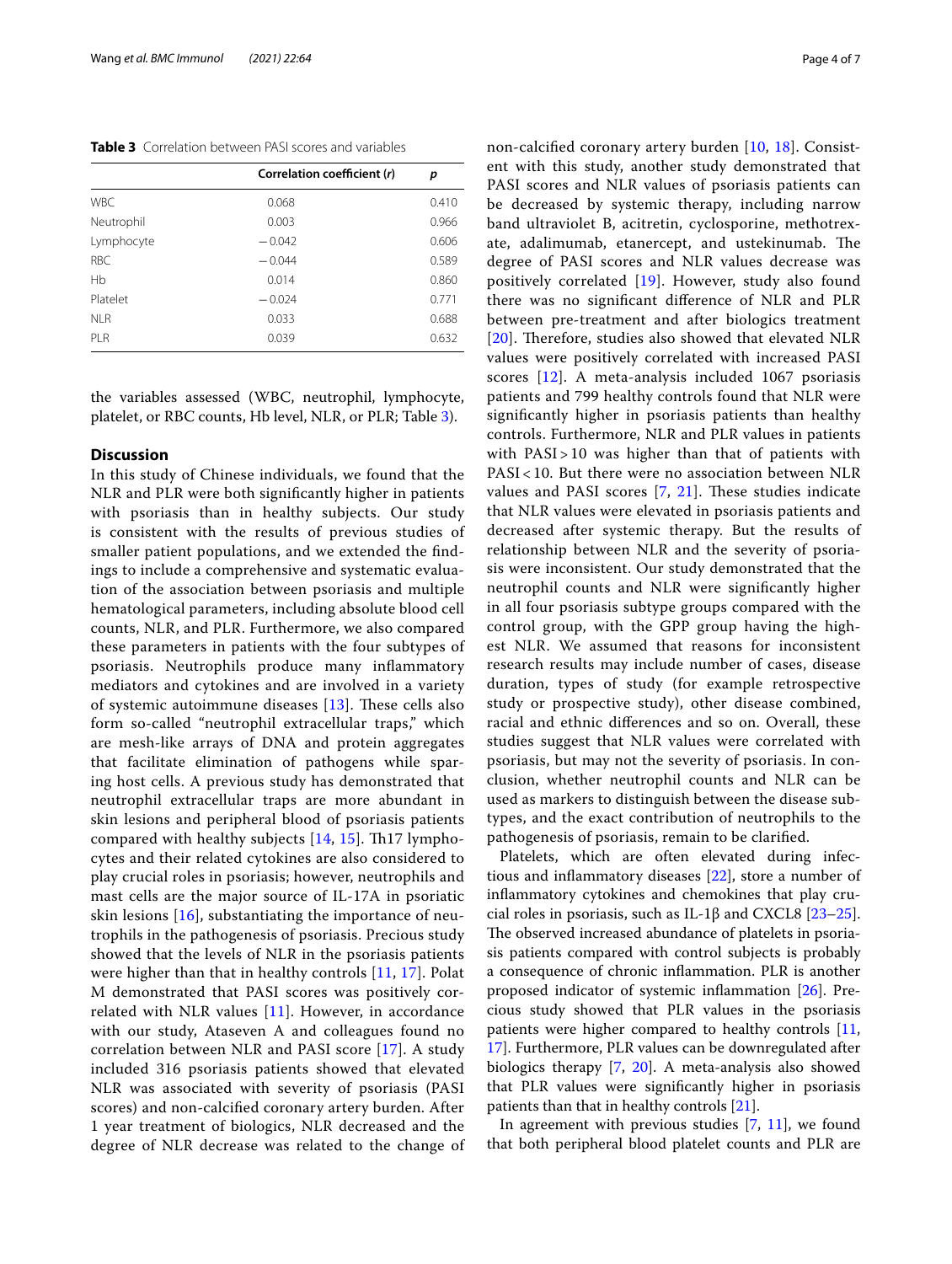**Table 3** Correlation between PASI scores and variables

| | Correlation coefficient (*r*) | *p* |
|---|---|---|
| WBC | 0.068 | 0.410 |
| Neutrophil | 0.003 | 0.966 |
| Lymphocyte | −0.042 | 0.606 |
| RBC | −0.044 | 0.589 |
| Hb | 0.014 | 0.860 |
| Platelet | −0.024 | 0.771 |
| NLR | 0.033 | 0.688 |
| PLR | 0.039 | 0.632 |

the variables assessed (WBC, neutrophil, lymphocyte, platelet, or RBC counts, Hb level, NLR, or PLR; Table 3).

## Discussion

In this study of Chinese individuals, we found that the NLR and PLR were both significantly higher in patients with psoriasis than in healthy subjects. Our study is consistent with the results of previous studies of smaller patient populations, and we extended the findings to include a comprehensive and systematic evaluation of the association between psoriasis and multiple hematological parameters, including absolute blood cell counts, NLR, and PLR. Furthermore, we also compared these parameters in patients with the four subtypes of psoriasis. Neutrophils produce many inflammatory mediators and cytokines and are involved in a variety of systemic autoimmune diseases [13]. These cells also form so-called "neutrophil extracellular traps," which are mesh-like arrays of DNA and protein aggregates that facilitate elimination of pathogens while sparing host cells. A previous study has demonstrated that neutrophil extracellular traps are more abundant in skin lesions and peripheral blood of psoriasis patients compared with healthy subjects [14, 15]. Th17 lymphocytes and their related cytokines are also considered to play crucial roles in psoriasis; however, neutrophils and mast cells are the major source of IL-17A in psoriatic skin lesions [16], substantiating the importance of neutrophils in the pathogenesis of psoriasis. Precious study showed that the levels of NLR in the psoriasis patients were higher than that in healthy controls [11, 17]. Polat M demonstrated that PASI scores was positively correlated with NLR values [11]. However, in accordance with our study, Ataseven A and colleagues found no correlation between NLR and PASI score [17]. A study included 316 psoriasis patients showed that elevated NLR was associated with severity of psoriasis (PASI scores) and non-calcified coronary artery burden. After 1 year treatment of biologics, NLR decreased and the degree of NLR decrease was related to the change of non-calcified coronary artery burden [10, 18]. Consistent with this study, another study demonstrated that PASI scores and NLR values of psoriasis patients can be decreased by systemic therapy, including narrow band ultraviolet B, acitretin, cyclosporine, methotrexate, adalimumab, etanercept, and ustekinumab. The degree of PASI scores and NLR values decrease was positively correlated [19]. However, study also found there was no significant difference of NLR and PLR between pre-treatment and after biologics treatment [20]. Therefore, studies also showed that elevated NLR values were positively correlated with increased PASI scores [12]. A meta-analysis included 1067 psoriasis patients and 799 healthy controls found that NLR were significantly higher in psoriasis patients than healthy controls. Furthermore, NLR and PLR values in patients with PASI > 10 was higher than that of patients with PASI < 10. But there were no association between NLR values and PASI scores [7, 21]. These studies indicate that NLR values were elevated in psoriasis patients and decreased after systemic therapy. But the results of relationship between NLR and the severity of psoriasis were inconsistent. Our study demonstrated that the neutrophil counts and NLR were significantly higher in all four psoriasis subtype groups compared with the control group, with the GPP group having the highest NLR. We assumed that reasons for inconsistent research results may include number of cases, disease duration, types of study (for example retrospective study or prospective study), other disease combined, racial and ethnic differences and so on. Overall, these studies suggest that NLR values were correlated with psoriasis, but may not the severity of psoriasis. In conclusion, whether neutrophil counts and NLR can be used as markers to distinguish between the disease subtypes, and the exact contribution of neutrophils to the pathogenesis of psoriasis, remain to be clarified.

Platelets, which are often elevated during infectious and inflammatory diseases [22], store a number of inflammatory cytokines and chemokines that play crucial roles in psoriasis, such as IL-1β and CXCL8 [23–25]. The observed increased abundance of platelets in psoriasis patients compared with control subjects is probably a consequence of chronic inflammation. PLR is another proposed indicator of systemic inflammation [26]. Precious study showed that PLR values in the psoriasis patients were higher compared to healthy controls [11, 17]. Furthermore, PLR values can be downregulated after biologics therapy [7, 20]. A meta-analysis also showed that PLR values were significantly higher in psoriasis patients than that in healthy controls [21].

In agreement with previous studies [7, 11], we found that both peripheral blood platelet counts and PLR are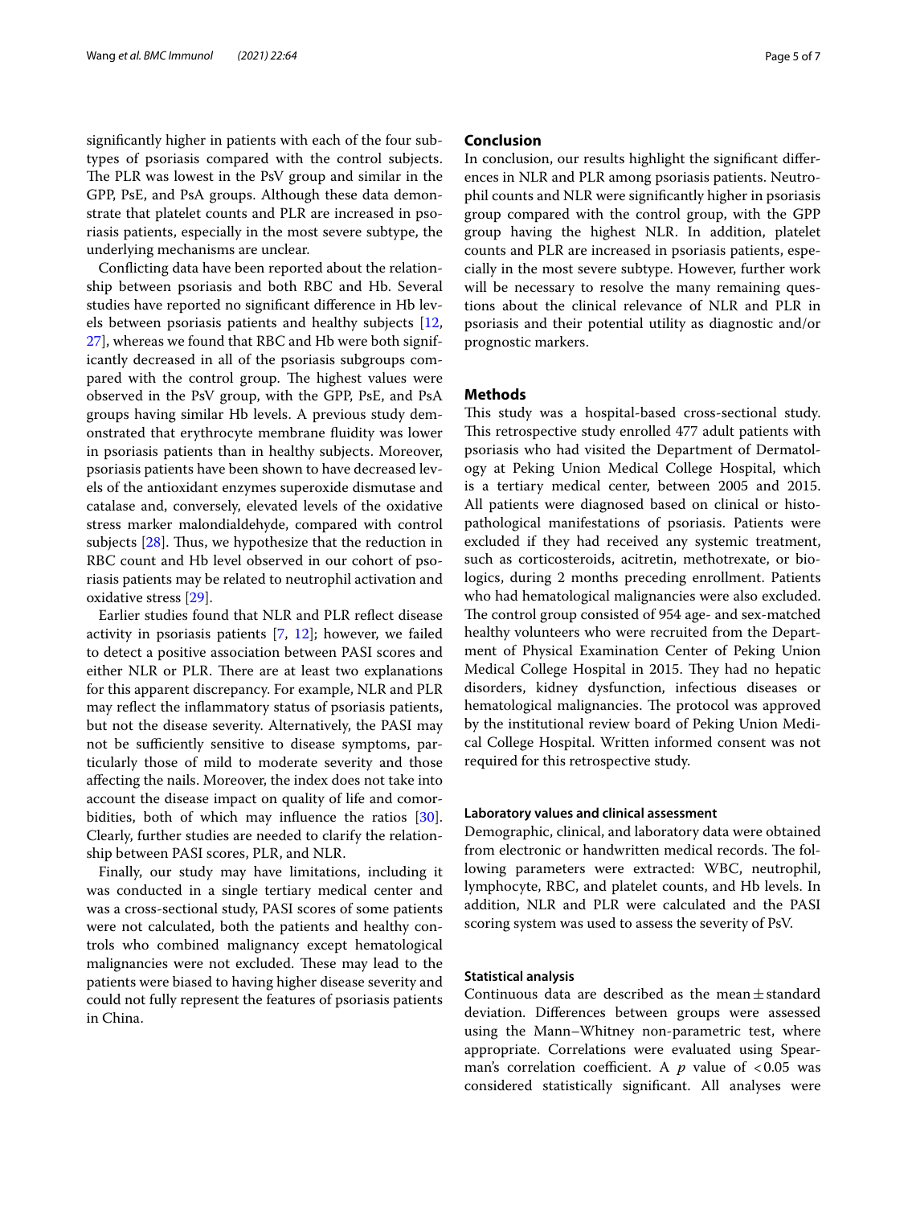significantly higher in patients with each of the four subtypes of psoriasis compared with the control subjects. The PLR was lowest in the PsV group and similar in the GPP, PsE, and PsA groups. Although these data demonstrate that platelet counts and PLR are increased in psoriasis patients, especially in the most severe subtype, the underlying mechanisms are unclear.

Conflicting data have been reported about the relationship between psoriasis and both RBC and Hb. Several studies have reported no significant difference in Hb levels between psoriasis patients and healthy subjects [12, 27], whereas we found that RBC and Hb were both significantly decreased in all of the psoriasis subgroups compared with the control group. The highest values were observed in the PsV group, with the GPP, PsE, and PsA groups having similar Hb levels. A previous study demonstrated that erythrocyte membrane fluidity was lower in psoriasis patients than in healthy subjects. Moreover, psoriasis patients have been shown to have decreased levels of the antioxidant enzymes superoxide dismutase and catalase and, conversely, elevated levels of the oxidative stress marker malondialdehyde, compared with control subjects [28]. Thus, we hypothesize that the reduction in RBC count and Hb level observed in our cohort of psoriasis patients may be related to neutrophil activation and oxidative stress [29].

Earlier studies found that NLR and PLR reflect disease activity in psoriasis patients [7, 12]; however, we failed to detect a positive association between PASI scores and either NLR or PLR. There are at least two explanations for this apparent discrepancy. For example, NLR and PLR may reflect the inflammatory status of psoriasis patients, but not the disease severity. Alternatively, the PASI may not be sufficiently sensitive to disease symptoms, particularly those of mild to moderate severity and those affecting the nails. Moreover, the index does not take into account the disease impact on quality of life and comorbidities, both of which may influence the ratios [30]. Clearly, further studies are needed to clarify the relationship between PASI scores, PLR, and NLR.

Finally, our study may have limitations, including it was conducted in a single tertiary medical center and was a cross-sectional study, PASI scores of some patients were not calculated, both the patients and healthy controls who combined malignancy except hematological malignancies were not excluded. These may lead to the patients were biased to having higher disease severity and could not fully represent the features of psoriasis patients in China.

## Conclusion

In conclusion, our results highlight the significant differences in NLR and PLR among psoriasis patients. Neutrophil counts and NLR were significantly higher in psoriasis group compared with the control group, with the GPP group having the highest NLR. In addition, platelet counts and PLR are increased in psoriasis patients, especially in the most severe subtype. However, further work will be necessary to resolve the many remaining questions about the clinical relevance of NLR and PLR in psoriasis and their potential utility as diagnostic and/or prognostic markers.

## Methods

This study was a hospital-based cross-sectional study. This retrospective study enrolled 477 adult patients with psoriasis who had visited the Department of Dermatology at Peking Union Medical College Hospital, which is a tertiary medical center, between 2005 and 2015. All patients were diagnosed based on clinical or histopathological manifestations of psoriasis. Patients were excluded if they had received any systemic treatment, such as corticosteroids, acitretin, methotrexate, or biologics, during 2 months preceding enrollment. Patients who had hematological malignancies were also excluded. The control group consisted of 954 age- and sex-matched healthy volunteers who were recruited from the Department of Physical Examination Center of Peking Union Medical College Hospital in 2015. They had no hepatic disorders, kidney dysfunction, infectious diseases or hematological malignancies. The protocol was approved by the institutional review board of Peking Union Medical College Hospital. Written informed consent was not required for this retrospective study.

### Laboratory values and clinical assessment

Demographic, clinical, and laboratory data were obtained from electronic or handwritten medical records. The following parameters were extracted: WBC, neutrophil, lymphocyte, RBC, and platelet counts, and Hb levels. In addition, NLR and PLR were calculated and the PASI scoring system was used to assess the severity of PsV.

### Statistical analysis

Continuous data are described as the mean ± standard deviation. Differences between groups were assessed using the Mann–Whitney non-parametric test, where appropriate. Correlations were evaluated using Spearman's correlation coefficient. A $p$ value of $<0.05$ was considered statistically significant. All analyses were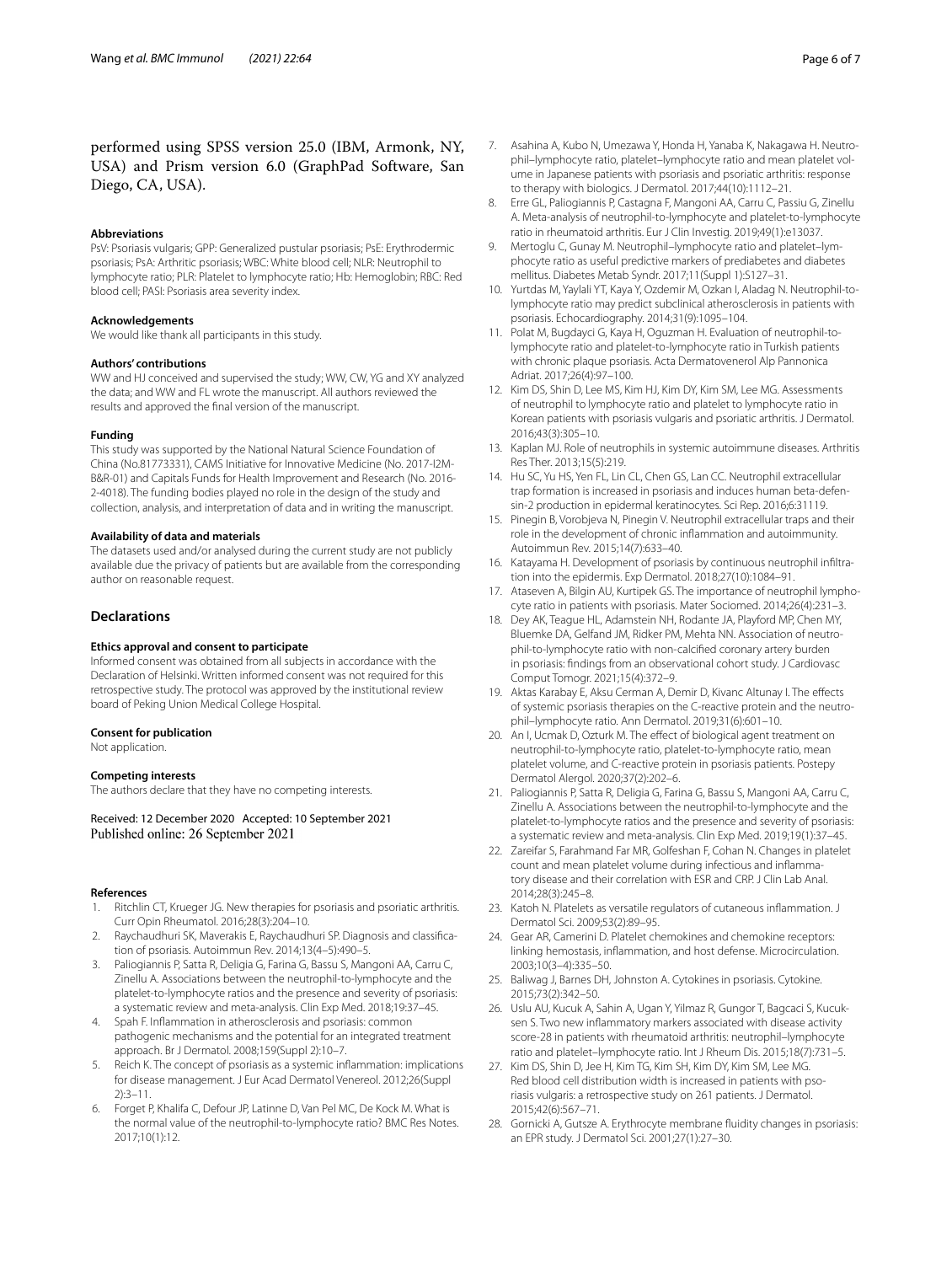performed using SPSS version 25.0 (IBM, Armonk, NY, USA) and Prism version 6.0 (GraphPad Software, San Diego, CA, USA).

#### Abbreviations

PsV: Psoriasis vulgaris; GPP: Generalized pustular psoriasis; PsE: Erythrodermic psoriasis; PsA: Arthritic psoriasis; WBC: White blood cell; NLR: Neutrophil to lymphocyte ratio; PLR: Platelet to lymphocyte ratio; Hb: Hemoglobin; RBC: Red blood cell; PASI: Psoriasis area severity index.

#### Acknowledgements

We would like thank all participants in this study.

#### Authors' contributions

WW and HJ conceived and supervised the study; WW, CW, YG and XY analyzed the data; and WW and FL wrote the manuscript. All authors reviewed the results and approved the final version of the manuscript.

#### Funding

This study was supported by the National Natural Science Foundation of China (No.81773331), CAMS Initiative for Innovative Medicine (No. 2017-I2M-B&R-01) and Capitals Funds for Health Improvement and Research (No. 2016-2-4018). The funding bodies played no role in the design of the study and collection, analysis, and interpretation of data and in writing the manuscript.

#### Availability of data and materials

The datasets used and/or analysed during the current study are not publicly available due the privacy of patients but are available from the corresponding author on reasonable request.

## Declarations

#### Ethics approval and consent to participate

Informed consent was obtained from all subjects in accordance with the Declaration of Helsinki. Written informed consent was not required for this retrospective study. The protocol was approved by the institutional review board of Peking Union Medical College Hospital.

#### Consent for publication

Not application.

#### Competing interests

The authors declare that they have no competing interests.

Received: 12 December 2020 Accepted: 10 September 2021
Published online: 26 September 2021

#### References

1. Ritchlin CT, Krueger JG. New therapies for psoriasis and psoriatic arthritis. Curr Opin Rheumatol. 2016;28(3):204–10.
2. Raychaudhuri SK, Maverakis E, Raychaudhuri SP. Diagnosis and classification of psoriasis. Autoimmun Rev. 2014;13(4–5):490–5.
3. Paliogiannis P, Satta R, Deligia G, Farina G, Bassu S, Mangoni AA, Carru C, Zinellu A. Associations between the neutrophil-to-lymphocyte and the platelet-to-lymphocyte ratios and the presence and severity of psoriasis: a systematic review and meta-analysis. Clin Exp Med. 2018;19:37–45.
4. Spah F. Inflammation in atherosclerosis and psoriasis: common pathogenic mechanisms and the potential for an integrated treatment approach. Br J Dermatol. 2008;159(Suppl 2):10–7.
5. Reich K. The concept of psoriasis as a systemic inflammation: implications for disease management. J Eur Acad Dermatol Venereol. 2012;26(Suppl 2):3–11.
6. Forget P, Khalifa C, Defour JP, Latinne D, Van Pel MC, De Kock M. What is the normal value of the neutrophil-to-lymphocyte ratio? BMC Res Notes. 2017;10(1):12.
7. Asahina A, Kubo N, Umezawa Y, Honda H, Yanaba K, Nakagawa H. Neutrophil–lymphocyte ratio, platelet–lymphocyte ratio and mean platelet volume in Japanese patients with psoriasis and psoriatic arthritis: response to therapy with biologics. J Dermatol. 2017;44(10):1112–21.
8. Erre GL, Paliogiannis P, Castagna F, Mangoni AA, Carru C, Passiu G, Zinellu A. Meta-analysis of neutrophil-to-lymphocyte and platelet-to-lymphocyte ratio in rheumatoid arthritis. Eur J Clin Investig. 2019;49(1):e13037.
9. Mertoglu C, Gunay M. Neutrophil–lymphocyte ratio and platelet–lymphocyte ratio as useful predictive markers of prediabetes and diabetes mellitus. Diabetes Metab Syndr. 2017;11(Suppl 1):S127–31.
10. Yurtdas M, Yaylali YT, Kaya Y, Ozdemir M, Ozkan I, Aladag N. Neutrophil-to-lymphocyte ratio may predict subclinical atherosclerosis in patients with psoriasis. Echocardiography. 2014;31(9):1095–104.
11. Polat M, Bugdayci G, Kaya H, Oguzman H. Evaluation of neutrophil-to-lymphocyte ratio and platelet-to-lymphocyte ratio in Turkish patients with chronic plaque psoriasis. Acta Dermatovenerol Alp Pannonica Adriat. 2017;26(4):97–100.
12. Kim DS, Shin D, Lee MS, Kim HJ, Kim DY, Kim SM, Lee MG. Assessments of neutrophil to lymphocyte ratio and platelet to lymphocyte ratio in Korean patients with psoriasis vulgaris and psoriatic arthritis. J Dermatol. 2016;43(3):305–10.
13. Kaplan MJ. Role of neutrophils in systemic autoimmune diseases. Arthritis Res Ther. 2013;15(5):219.
14. Hu SC, Yu HS, Yen FL, Lin CL, Chen GS, Lan CC. Neutrophil extracellular trap formation is increased in psoriasis and induces human beta-defensin-2 production in epidermal keratinocytes. Sci Rep. 2016;6:31119.
15. Pinegin B, Vorobjeva N, Pinegin V. Neutrophil extracellular traps and their role in the development of chronic inflammation and autoimmunity. Autoimmun Rev. 2015;14(7):633–40.
16. Katayama H. Development of psoriasis by continuous neutrophil infiltration into the epidermis. Exp Dermatol. 2018;27(10):1084–91.
17. Ataseven A, Bilgin AU, Kurtipek GS. The importance of neutrophil lymphocyte ratio in patients with psoriasis. Mater Sociomed. 2014;26(4):231–3.
18. Dey AK, Teague HL, Adamstein NH, Rodante JA, Playford MP, Chen MY, Bluemke DA, Gelfand JM, Ridker PM, Mehta NN. Association of neutrophil-to-lymphocyte ratio with non-calcified coronary artery burden in psoriasis: findings from an observational cohort study. J Cardiovasc Comput Tomogr. 2021;15(4):372–9.
19. Aktas Karabay E, Aksu Cerman A, Demir D, Kivanc Altunay I. The effects of systemic psoriasis therapies on the C-reactive protein and the neutrophil–lymphocyte ratio. Ann Dermatol. 2019;31(6):601–10.
20. An I, Ucmak D, Ozturk M. The effect of biological agent treatment on neutrophil-to-lymphocyte ratio, platelet-to-lymphocyte ratio, mean platelet volume, and C-reactive protein in psoriasis patients. Postepy Dermatol Alergol. 2020;37(2):202–6.
21. Paliogiannis P, Satta R, Deligia G, Farina G, Bassu S, Mangoni AA, Carru C, Zinellu A. Associations between the neutrophil-to-lymphocyte and the platelet-to-lymphocyte ratios and the presence and severity of psoriasis: a systematic review and meta-analysis. Clin Exp Med. 2019;19(1):37–45.
22. Zareifar S, Farahmand Far MR, Golfeshan F, Cohan N. Changes in platelet count and mean platelet volume during infectious and inflammatory disease and their correlation with ESR and CRP. J Clin Lab Anal. 2014;28(3):245–8.
23. Katoh N. Platelets as versatile regulators of cutaneous inflammation. J Dermatol Sci. 2009;53(2):89–95.
24. Gear AR, Camerini D. Platelet chemokines and chemokine receptors: linking hemostasis, inflammation, and host defense. Microcirculation. 2003;10(3–4):335–50.
25. Baliwag J, Barnes DH, Johnston A. Cytokines in psoriasis. Cytokine. 2015;73(2):342–50.
26. Uslu AU, Kucuk A, Sahin A, Ugan Y, Yilmaz R, Gungor T, Bagcaci S, Kucuksen S. Two new inflammatory markers associated with disease activity score-28 in patients with rheumatoid arthritis: neutrophil–lymphocyte ratio and platelet–lymphocyte ratio. Int J Rheum Dis. 2015;18(7):731–5.
27. Kim DS, Shin D, Jee H, Kim TG, Kim SH, Kim DY, Kim SM, Lee MG. Red blood cell distribution width is increased in patients with psoriasis vulgaris: a retrospective study on 261 patients. J Dermatol. 2015;42(6):567–71.
28. Gornicki A, Gutsze A. Erythrocyte membrane fluidity changes in psoriasis: an EPR study. J Dermatol Sci. 2001;27(1):27–30.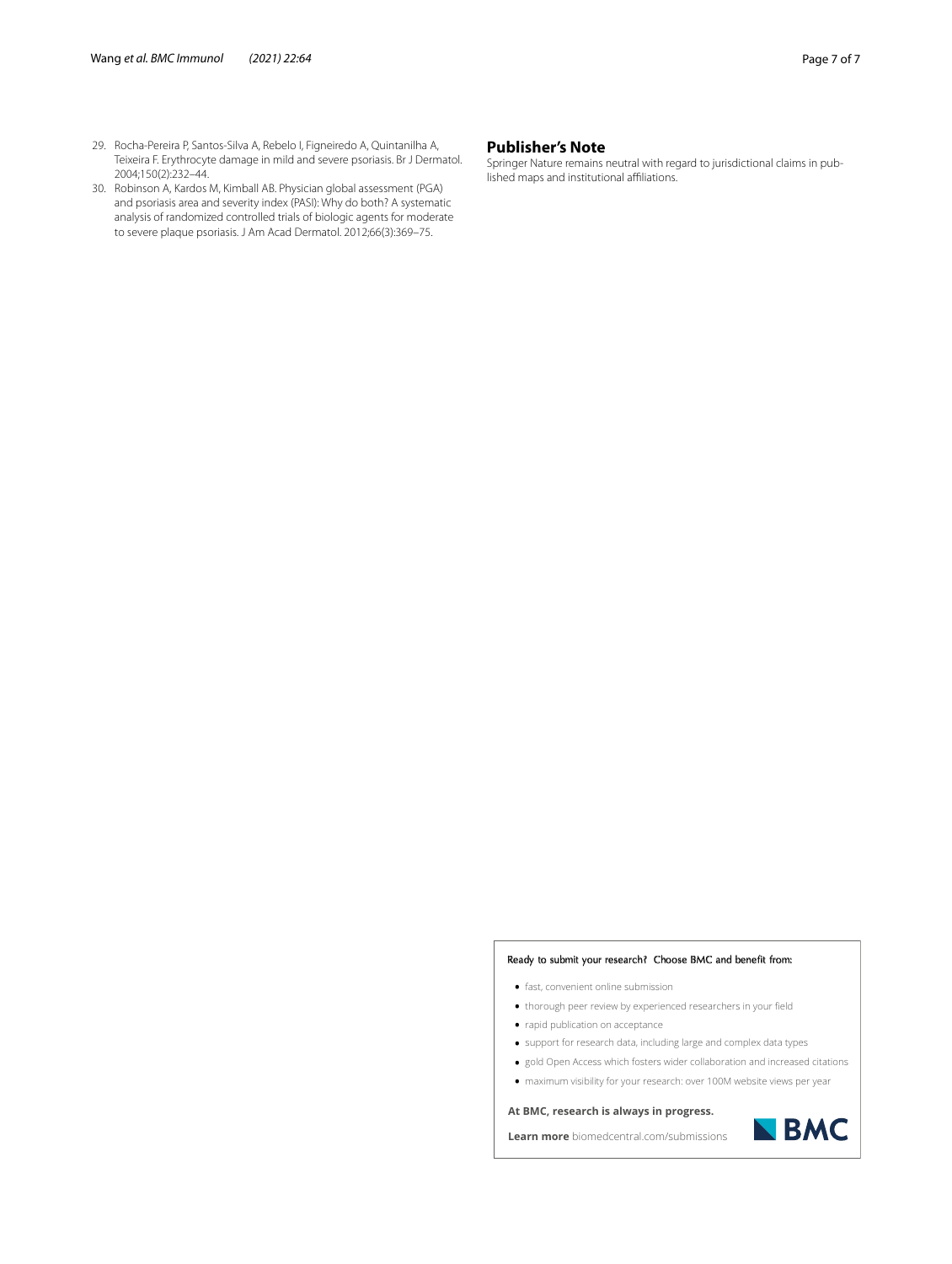29. Rocha-Pereira P, Santos-Silva A, Rebelo I, Figneiredo A, Quintanilha A, Teixeira F. Erythrocyte damage in mild and severe psoriasis. Br J Dermatol. 2004;150(2):232–44.
30. Robinson A, Kardos M, Kimball AB. Physician global assessment (PGA) and psoriasis area and severity index (PASI): Why do both? A systematic analysis of randomized controlled trials of biologic agents for moderate to severe plaque psoriasis. J Am Acad Dermatol. 2012;66(3):369–75.

## Publisher's Note

Springer Nature remains neutral with regard to jurisdictional claims in published maps and institutional affiliations.

Ready to submit your research? Choose BMC and benefit from:

- fast, convenient online submission
- thorough peer review by experienced researchers in your field
- rapid publication on acceptance
- support for research data, including large and complex data types
- gold Open Access which fosters wider collaboration and increased citations
- maximum visibility for your research: over 100M website views per year

**At BMC, research is always in progress.**

**Learn more** biomedcentral.com/submissions

BMC